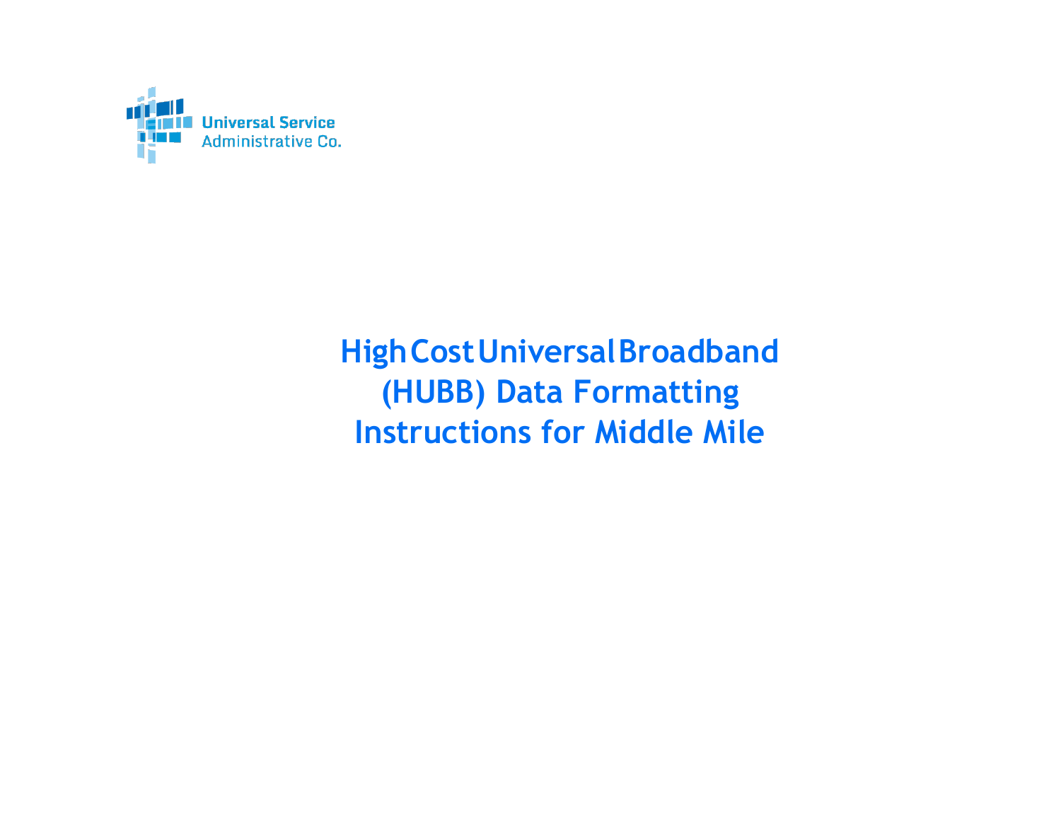Universal Service
Administrative Co.

# High Cost Universal Broadband (HUBB) Data Formatting Instructions for Middle Mile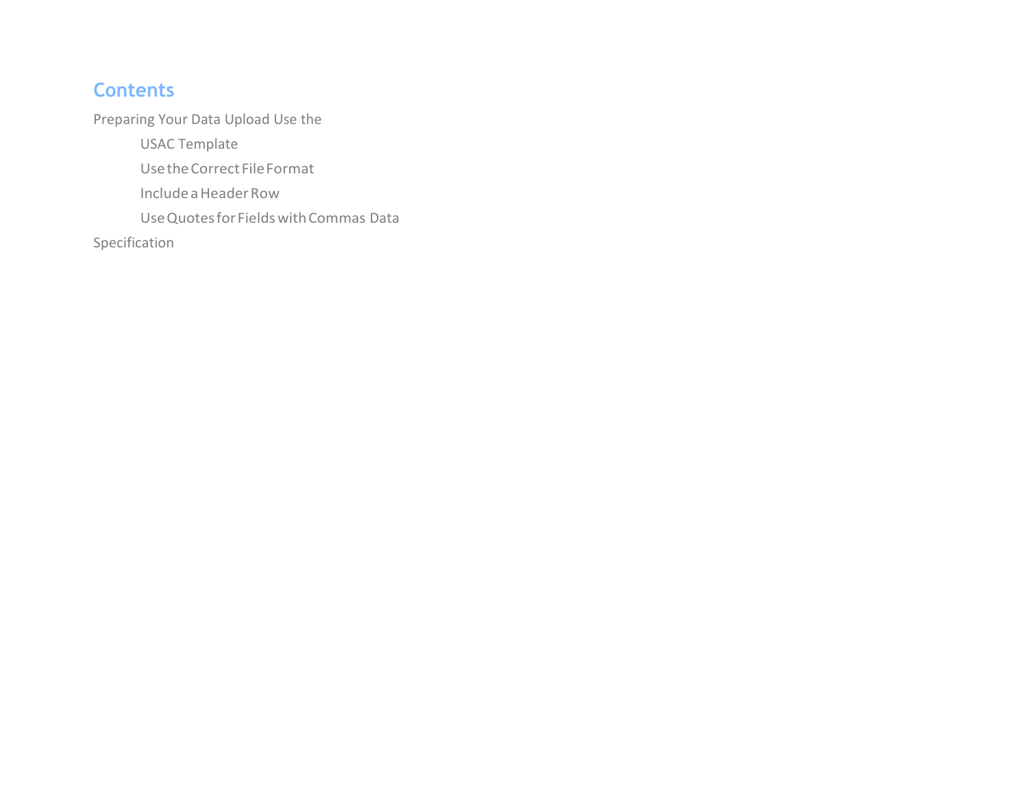# Contents

Preparing Your Data Upload Use the

- USAC Template
- Use the Correct File Format
- Include a Header Row
- Use Quotes for Fields with Commas Data

Specification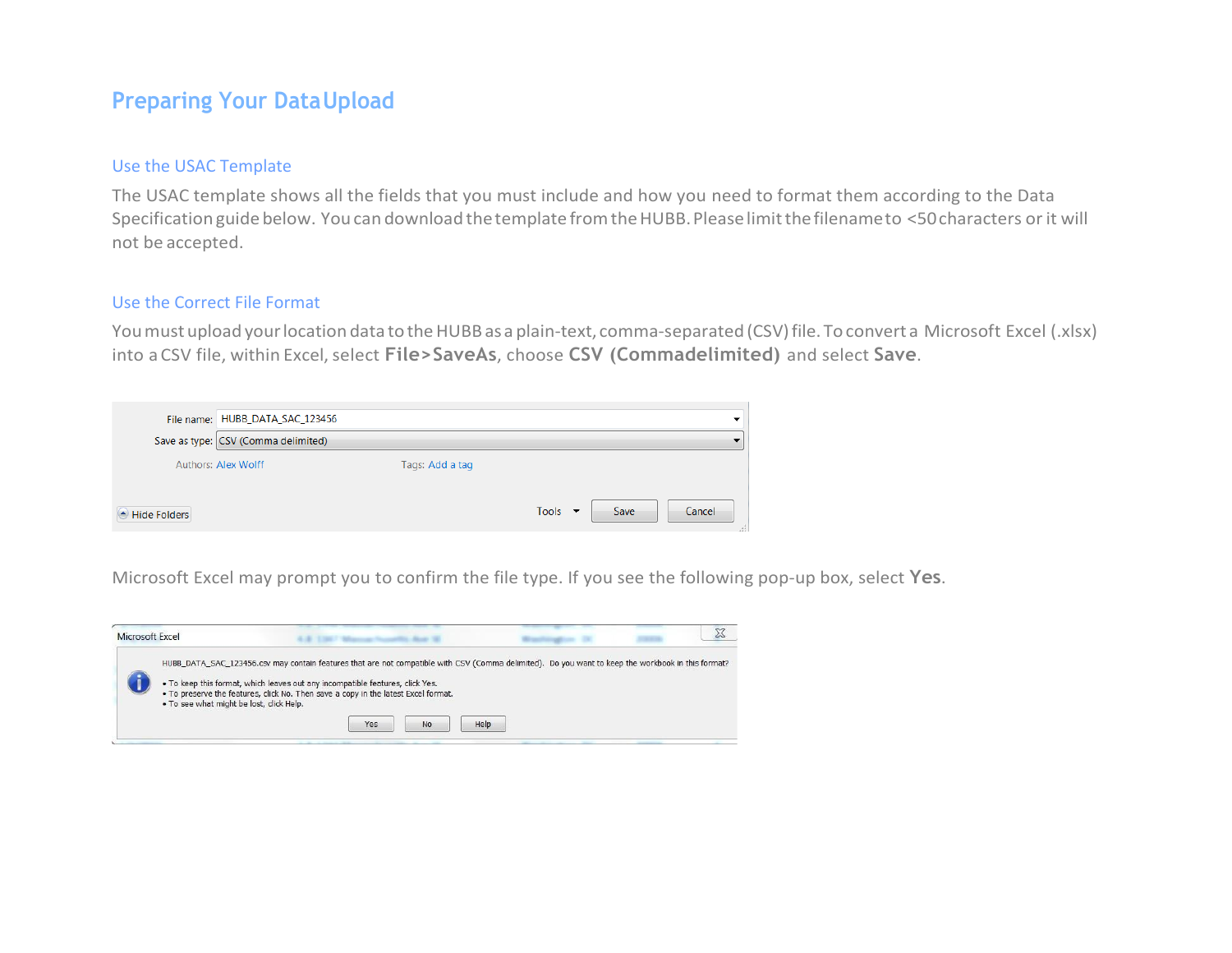## Preparing Your Data Upload

### Use the USAC Template

The USAC template shows all the fields that you must include and how you need to format them according to the Data Specification guide below. You can download the template from the HUBB. Please limit the filename to <50 characters or it will not be accepted.

### Use the Correct File Format

You must upload your location data to the HUBB as a plain-text, comma-separated (CSV) file. To convert a Microsoft Excel (.xlsx) into a CSV file, within Excel, select **File>SaveAs**, choose **CSV (Commadelimited)** and select **Save**.

File name: HUBB_DATA_SAC_123456
Save as type: CSV (Comma delimited)
Authors: Alex Wolff    Tags: Add a tag
Hide Folders    Tools    Save    Cancel

Microsoft Excel may prompt you to confirm the file type. If you see the following pop-up box, select **Yes**.

Microsoft Excel

HUBB_DATA_SAC_123456.csv may contain features that are not compatible with CSV (Comma delimited). Do you want to keep the workbook in this format?

- To keep this format, which leaves out any incompatible features, click Yes.
- To preserve the features, click No. Then save a copy in the latest Excel format.
- To see what might be lost, click Help.

Yes    No    Help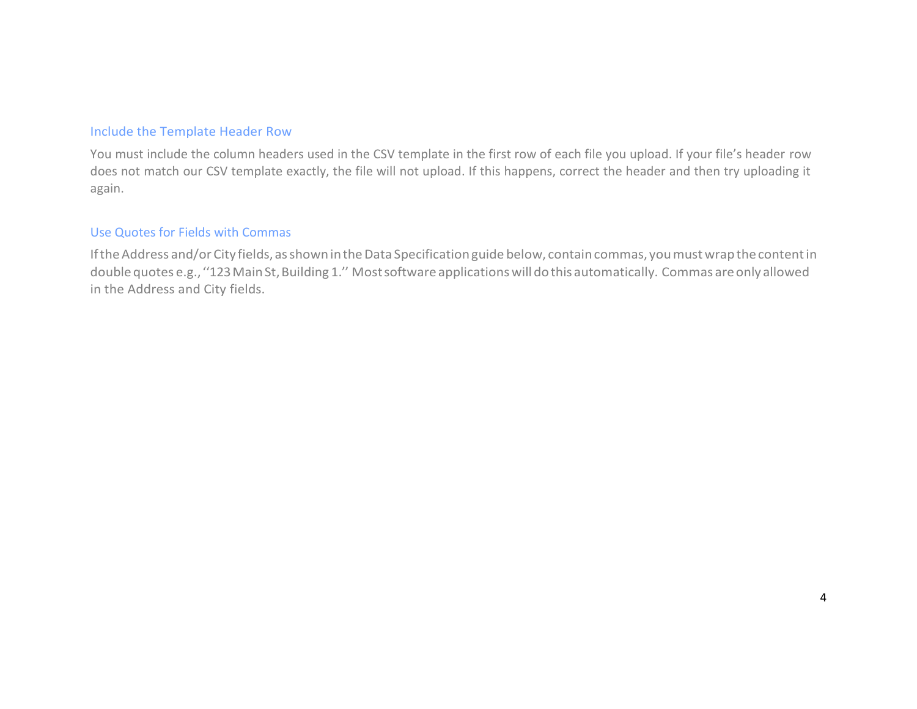### Include the Template Header Row

You must include the column headers used in the CSV template in the first row of each file you upload. If your file's header row does not match our CSV template exactly, the file will not upload. If this happens, correct the header and then try uploading it again.

### Use Quotes for Fields with Commas

If the Address and/or City fields, as shown in the Data Specification guide below, contain commas, you must wrap the content in double quotes e.g., ''123 Main St, Building 1.'' Most software applications will do this automatically. Commas are only allowed in the Address and City fields.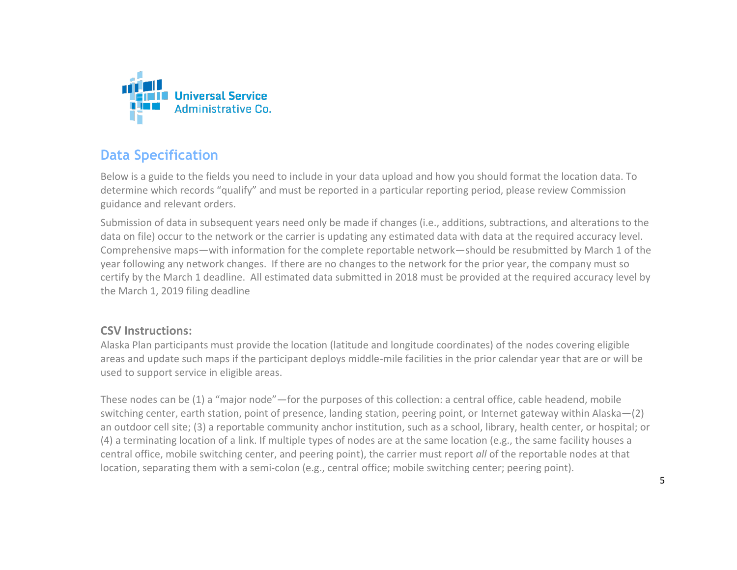## Data Specification

Below is a guide to the fields you need to include in your data upload and how you should format the location data. To determine which records "qualify" and must be reported in a particular reporting period, please review Commission guidance and relevant orders.

Submission of data in subsequent years need only be made if changes (i.e., additions, subtractions, and alterations to the data on file) occur to the network or the carrier is updating any estimated data with data at the required accuracy level. Comprehensive maps—with information for the complete reportable network—should be resubmitted by March 1 of the year following any network changes. If there are no changes to the network for the prior year, the company must so certify by the March 1 deadline. All estimated data submitted in 2018 must be provided at the required accuracy level by the March 1, 2019 filing deadline

### CSV Instructions:

Alaska Plan participants must provide the location (latitude and longitude coordinates) of the nodes covering eligible areas and update such maps if the participant deploys middle-mile facilities in the prior calendar year that are or will be used to support service in eligible areas.

These nodes can be (1) a "major node"—for the purposes of this collection: a central office, cable headend, mobile switching center, earth station, point of presence, landing station, peering point, or Internet gateway within Alaska—(2) an outdoor cell site; (3) a reportable community anchor institution, such as a school, library, health center, or hospital; or (4) a terminating location of a link. If multiple types of nodes are at the same location (e.g., the same facility houses a central office, mobile switching center, and peering point), the carrier must report *all* of the reportable nodes at that location, separating them with a semi-colon (e.g., central office; mobile switching center; peering point).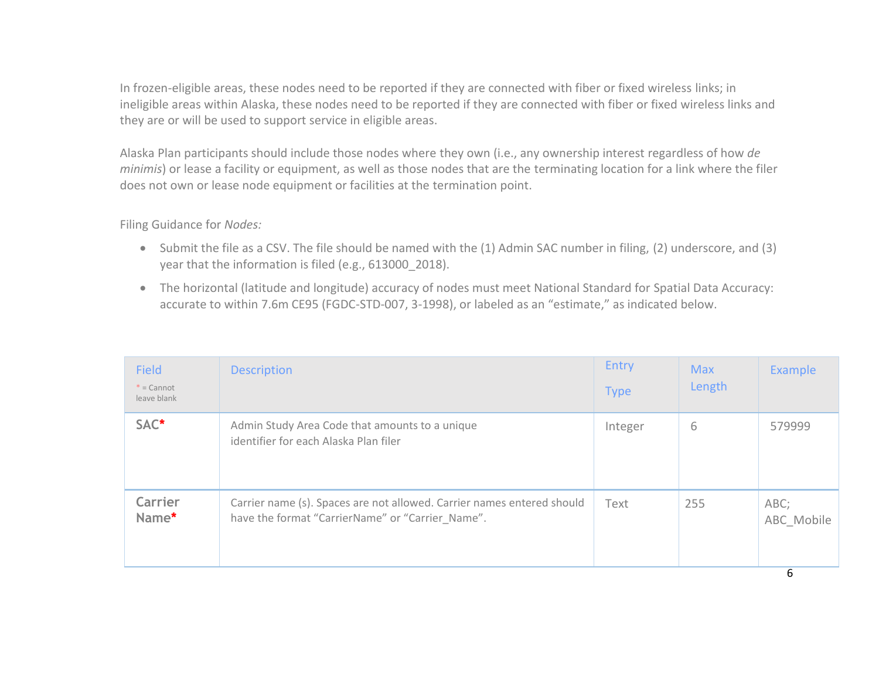In frozen-eligible areas, these nodes need to be reported if they are connected with fiber or fixed wireless links; in ineligible areas within Alaska, these nodes need to be reported if they are connected with fiber or fixed wireless links and they are or will be used to support service in eligible areas.

Alaska Plan participants should include those nodes where they own (i.e., any ownership interest regardless of how *de minimis*) or lease a facility or equipment, as well as those nodes that are the terminating location for a link where the filer does not own or lease node equipment or facilities at the termination point.

Filing Guidance for *Nodes:*

- Submit the file as a CSV. The file should be named with the (1) Admin SAC number in filing, (2) underscore, and (3) year that the information is filed (e.g., 613000_2018).
- The horizontal (latitude and longitude) accuracy of nodes must meet National Standard for Spatial Data Accuracy: accurate to within 7.6m CE95 (FGDC-STD-007, 3-1998), or labeled as an "estimate," as indicated below.

| Field<br>* = Cannot leave blank | Description | Entry Type | Max Length | Example |
|---|---|---|---|---|
| **SAC*** | Admin Study Area Code that amounts to a unique identifier for each Alaska Plan filer | Integer | 6 | 579999 |
| **Carrier Name*** | Carrier name (s). Spaces are not allowed. Carrier names entered should have the format "CarrierName" or "Carrier_Name". | Text | 255 | ABC; ABC_Mobile |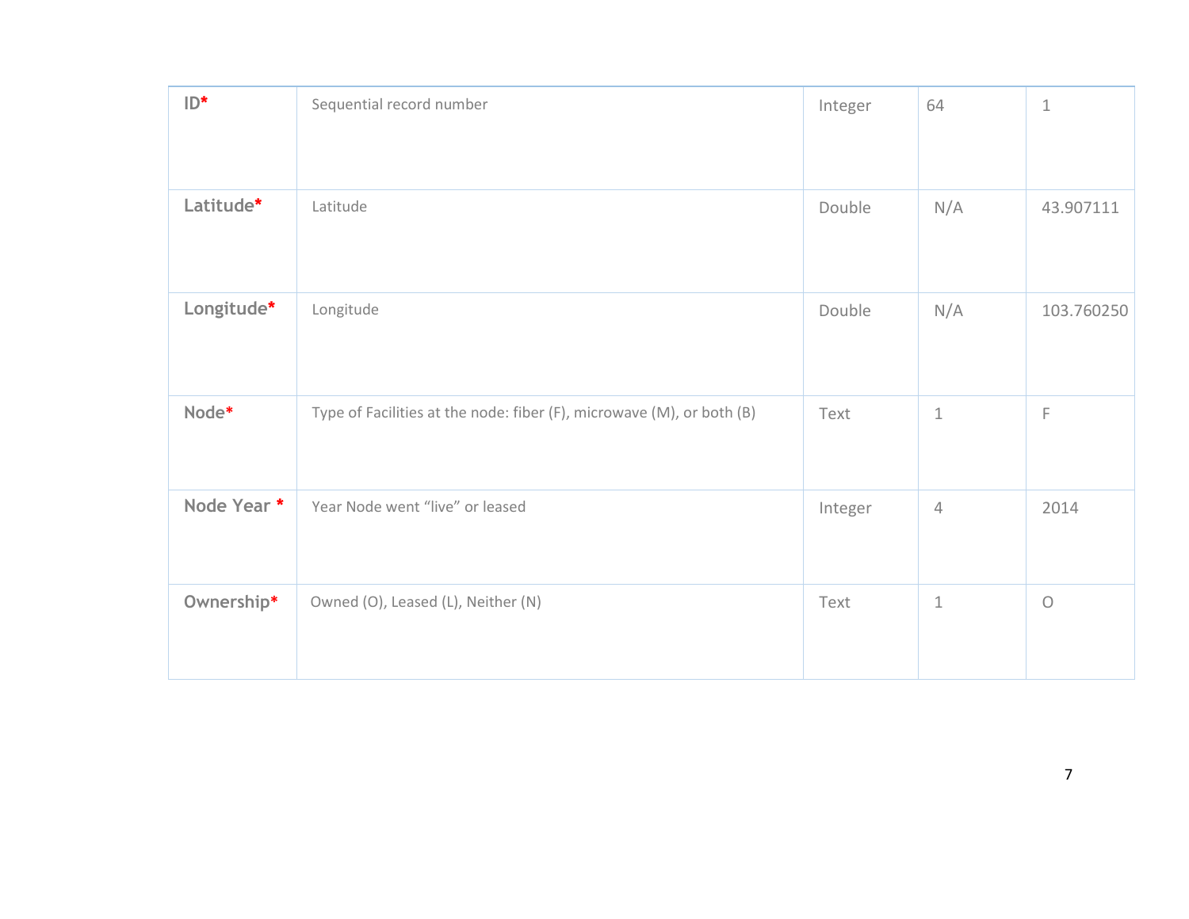| | | | | |
|---|---|---|---|---|
| **ID*** | Sequential record number | Integer | 64 | 1 |
| **Latitude*** | Latitude | Double | N/A | 43.907111 |
| **Longitude*** | Longitude | Double | N/A | 103.760250 |
| **Node*** | Type of Facilities at the node: fiber (F), microwave (M), or both (B) | Text | 1 | F |
| **Node Year *** | Year Node went "live" or leased | Integer | 4 | 2014 |
| **Ownership*** | Owned (O), Leased (L), Neither (N) | Text | 1 | O |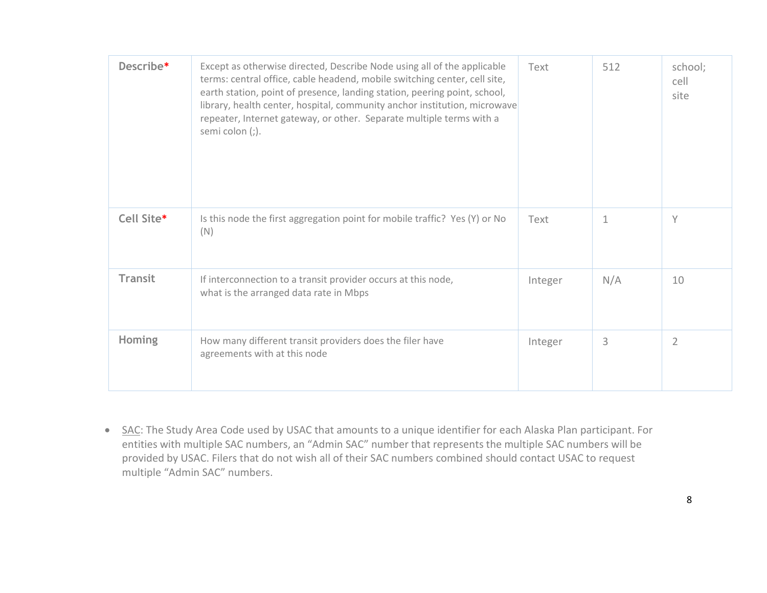| Describe* | Except as otherwise directed, Describe Node using all of the applicable terms: central office, cable headend, mobile switching center, cell site, earth station, point of presence, landing station, peering point, school, library, health center, hospital, community anchor institution, microwave repeater, Internet gateway, or other. Separate multiple terms with a semi colon (;). | Text | 512 | school; cell site |
|---|---|---|---|---|
| Cell Site* | Is this node the first aggregation point for mobile traffic? Yes (Y) or No (N) | Text | 1 | Y |
| Transit | If interconnection to a transit provider occurs at this node, what is the arranged data rate in Mbps | Integer | N/A | 10 |
| Homing | How many different transit providers does the filer have agreements with at this node | Integer | 3 | 2 |

- SAC: The Study Area Code used by USAC that amounts to a unique identifier for each Alaska Plan participant. For entities with multiple SAC numbers, an "Admin SAC" number that represents the multiple SAC numbers will be provided by USAC. Filers that do not wish all of their SAC numbers combined should contact USAC to request multiple "Admin SAC" numbers.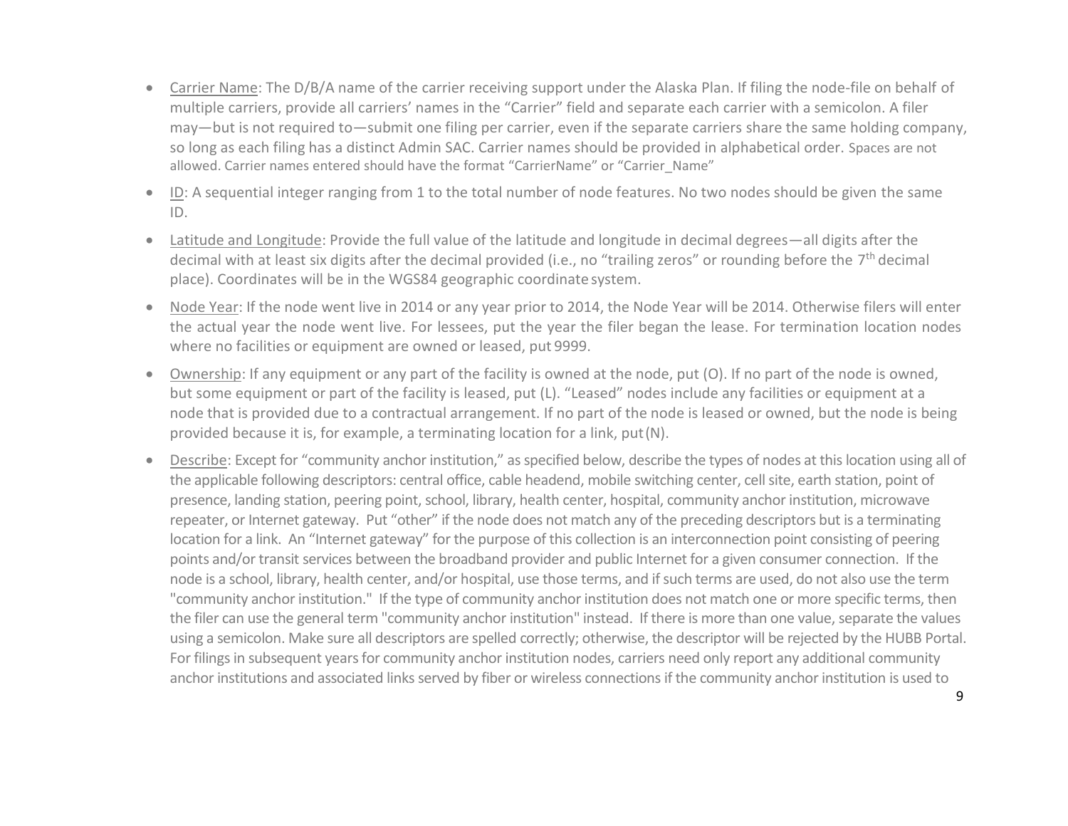- Carrier Name: The D/B/A name of the carrier receiving support under the Alaska Plan. If filing the node-file on behalf of multiple carriers, provide all carriers' names in the "Carrier" field and separate each carrier with a semicolon. A filer may—but is not required to—submit one filing per carrier, even if the separate carriers share the same holding company, so long as each filing has a distinct Admin SAC. Carrier names should be provided in alphabetical order. Spaces are not allowed. Carrier names entered should have the format "CarrierName" or "Carrier_Name"
- ID: A sequential integer ranging from 1 to the total number of node features. No two nodes should be given the same ID.
- Latitude and Longitude: Provide the full value of the latitude and longitude in decimal degrees—all digits after the decimal with at least six digits after the decimal provided (i.e., no "trailing zeros" or rounding before the 7th decimal place). Coordinates will be in the WGS84 geographic coordinate system.
- Node Year: If the node went live in 2014 or any year prior to 2014, the Node Year will be 2014. Otherwise filers will enter the actual year the node went live. For lessees, put the year the filer began the lease. For termination location nodes where no facilities or equipment are owned or leased, put 9999.
- Ownership: If any equipment or any part of the facility is owned at the node, put (O). If no part of the node is owned, but some equipment or part of the facility is leased, put (L). "Leased" nodes include any facilities or equipment at a node that is provided due to a contractual arrangement. If no part of the node is leased or owned, but the node is being provided because it is, for example, a terminating location for a link, put (N).
- Describe: Except for "community anchor institution," as specified below, describe the types of nodes at this location using all of the applicable following descriptors: central office, cable headend, mobile switching center, cell site, earth station, point of presence, landing station, peering point, school, library, health center, hospital, community anchor institution, microwave repeater, or Internet gateway. Put "other" if the node does not match any of the preceding descriptors but is a terminating location for a link. An "Internet gateway" for the purpose of this collection is an interconnection point consisting of peering points and/or transit services between the broadband provider and public Internet for a given consumer connection. If the node is a school, library, health center, and/or hospital, use those terms, and if such terms are used, do not also use the term "community anchor institution." If the type of community anchor institution does not match one or more specific terms, then the filer can use the general term "community anchor institution" instead. If there is more than one value, separate the values using a semicolon. Make sure all descriptors are spelled correctly; otherwise, the descriptor will be rejected by the HUBB Portal. For filings in subsequent years for community anchor institution nodes, carriers need only report any additional community anchor institutions and associated links served by fiber or wireless connections if the community anchor institution is used to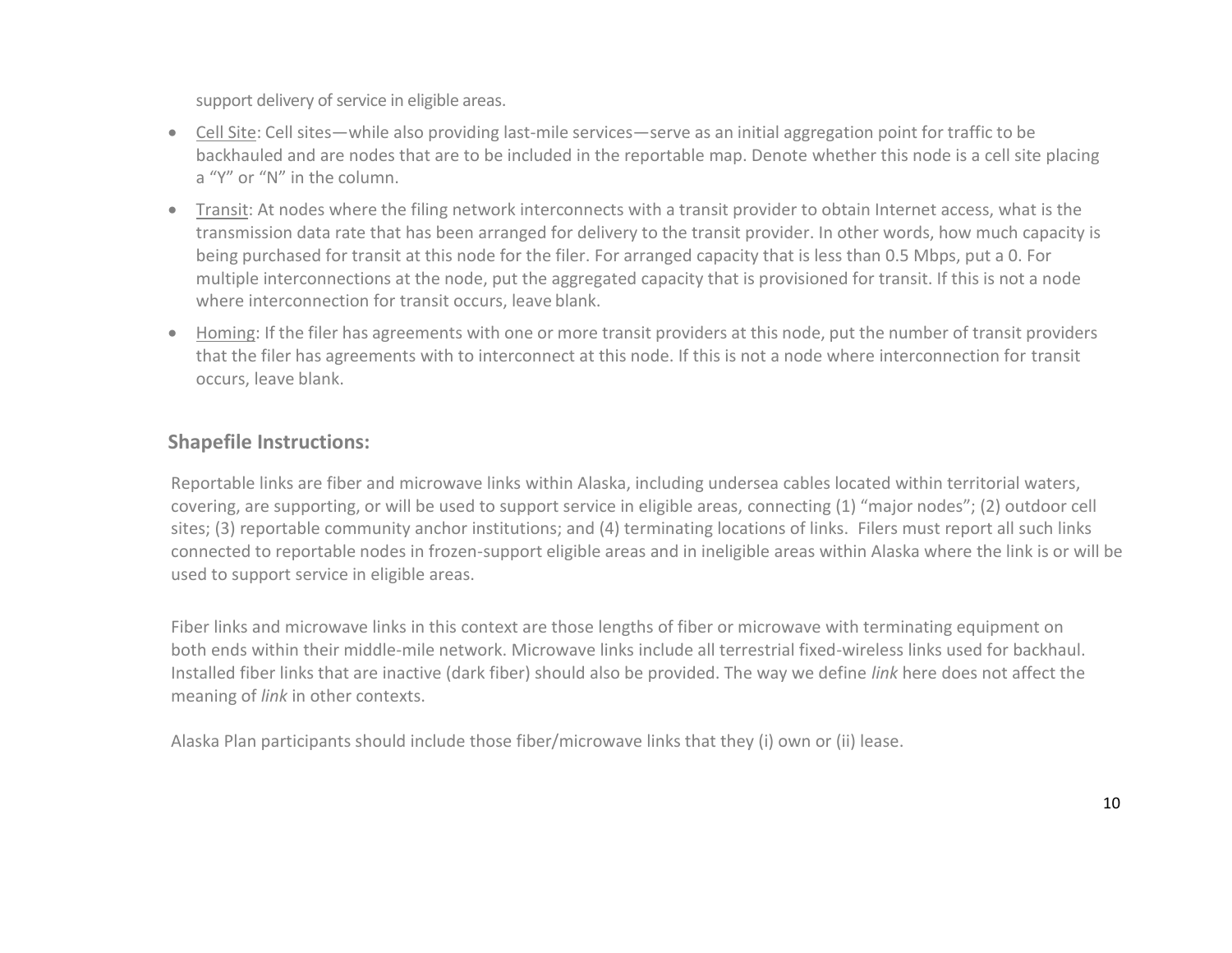support delivery of service in eligible areas.

- Cell Site: Cell sites—while also providing last-mile services—serve as an initial aggregation point for traffic to be backhauled and are nodes that are to be included in the reportable map. Denote whether this node is a cell site placing a “Y” or “N” in the column.
- Transit: At nodes where the filing network interconnects with a transit provider to obtain Internet access, what is the transmission data rate that has been arranged for delivery to the transit provider. In other words, how much capacity is being purchased for transit at this node for the filer. For arranged capacity that is less than 0.5 Mbps, put a 0. For multiple interconnections at the node, put the aggregated capacity that is provisioned for transit. If this is not a node where interconnection for transit occurs, leave blank.
- Homing: If the filer has agreements with one or more transit providers at this node, put the number of transit providers that the filer has agreements with to interconnect at this node. If this is not a node where interconnection for transit occurs, leave blank.

## Shapefile Instructions:

Reportable links are fiber and microwave links within Alaska, including undersea cables located within territorial waters, covering, are supporting, or will be used to support service in eligible areas, connecting (1) “major nodes”; (2) outdoor cell sites; (3) reportable community anchor institutions; and (4) terminating locations of links. Filers must report all such links connected to reportable nodes in frozen-support eligible areas and in ineligible areas within Alaska where the link is or will be used to support service in eligible areas.

Fiber links and microwave links in this context are those lengths of fiber or microwave with terminating equipment on both ends within their middle-mile network. Microwave links include all terrestrial fixed-wireless links used for backhaul. Installed fiber links that are inactive (dark fiber) should also be provided. The way we define *link* here does not affect the meaning of *link* in other contexts.

Alaska Plan participants should include those fiber/microwave links that they (i) own or (ii) lease.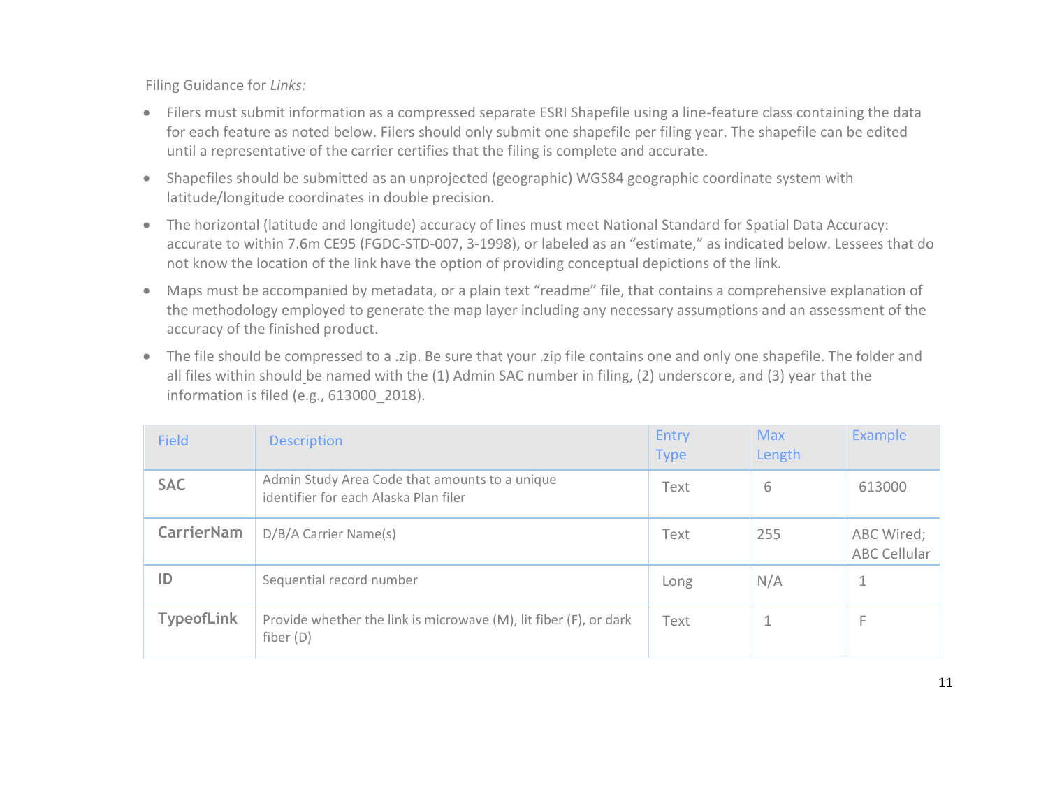Filing Guidance for *Links:*

- Filers must submit information as a compressed separate ESRI Shapefile using a line-feature class containing the data for each feature as noted below. Filers should only submit one shapefile per filing year. The shapefile can be edited until a representative of the carrier certifies that the filing is complete and accurate.
- Shapefiles should be submitted as an unprojected (geographic) WGS84 geographic coordinate system with latitude/longitude coordinates in double precision.
- The horizontal (latitude and longitude) accuracy of lines must meet National Standard for Spatial Data Accuracy: accurate to within 7.6m CE95 (FGDC-STD-007, 3-1998), or labeled as an "estimate," as indicated below. Lessees that do not know the location of the link have the option of providing conceptual depictions of the link.
- Maps must be accompanied by metadata, or a plain text "readme" file, that contains a comprehensive explanation of the methodology employed to generate the map layer including any necessary assumptions and an assessment of the accuracy of the finished product.
- The file should be compressed to a .zip. Be sure that your .zip file contains one and only one shapefile. The folder and all files within should be named with the (1) Admin SAC number in filing, (2) underscore, and (3) year that the information is filed (e.g., 613000_2018).

| Field | Description | Entry Type | Max Length | Example |
|---|---|---|---|---|
| **SAC** | Admin Study Area Code that amounts to a unique identifier for each Alaska Plan filer | Text | 6 | 613000 |
| **CarrierNam** | D/B/A Carrier Name(s) | Text | 255 | ABC Wired; ABC Cellular |
| **ID** | Sequential record number | Long | N/A | 1 |
| **TypeofLink** | Provide whether the link is microwave (M), lit fiber (F), or dark fiber (D) | Text | 1 | F |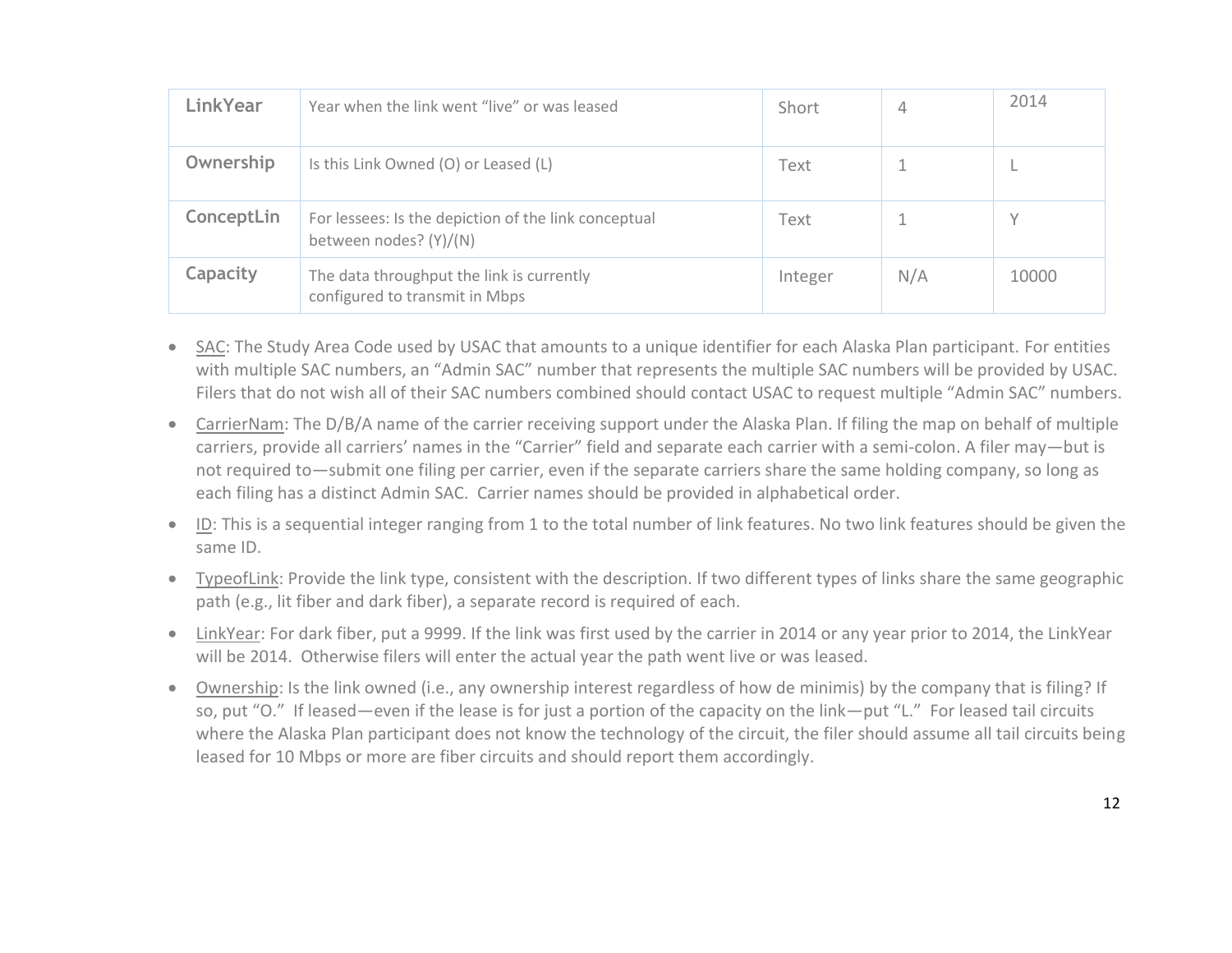| LinkYear | Year when the link went "live" or was leased | Short | 4 | 2014 |
|---|---|---|---|---|
| Ownership | Is this Link Owned (O) or Leased (L) | Text | 1 | L |
| ConceptLin | For lessees: Is the depiction of the link conceptual between nodes? (Y)/(N) | Text | 1 | Y |
| Capacity | The data throughput the link is currently configured to transmit in Mbps | Integer | N/A | 10000 |

- SAC: The Study Area Code used by USAC that amounts to a unique identifier for each Alaska Plan participant. For entities with multiple SAC numbers, an "Admin SAC" number that represents the multiple SAC numbers will be provided by USAC. Filers that do not wish all of their SAC numbers combined should contact USAC to request multiple "Admin SAC" numbers.
- CarrierNam: The D/B/A name of the carrier receiving support under the Alaska Plan. If filing the map on behalf of multiple carriers, provide all carriers' names in the "Carrier" field and separate each carrier with a semi-colon. A filer may—but is not required to—submit one filing per carrier, even if the separate carriers share the same holding company, so long as each filing has a distinct Admin SAC. Carrier names should be provided in alphabetical order.
- ID: This is a sequential integer ranging from 1 to the total number of link features. No two link features should be given the same ID.
- TypeofLink: Provide the link type, consistent with the description. If two different types of links share the same geographic path (e.g., lit fiber and dark fiber), a separate record is required of each.
- LinkYear: For dark fiber, put a 9999. If the link was first used by the carrier in 2014 or any year prior to 2014, the LinkYear will be 2014. Otherwise filers will enter the actual year the path went live or was leased.
- Ownership: Is the link owned (i.e., any ownership interest regardless of how de minimis) by the company that is filing? If so, put "O." If leased—even if the lease is for just a portion of the capacity on the link—put "L." For leased tail circuits where the Alaska Plan participant does not know the technology of the circuit, the filer should assume all tail circuits being leased for 10 Mbps or more are fiber circuits and should report them accordingly.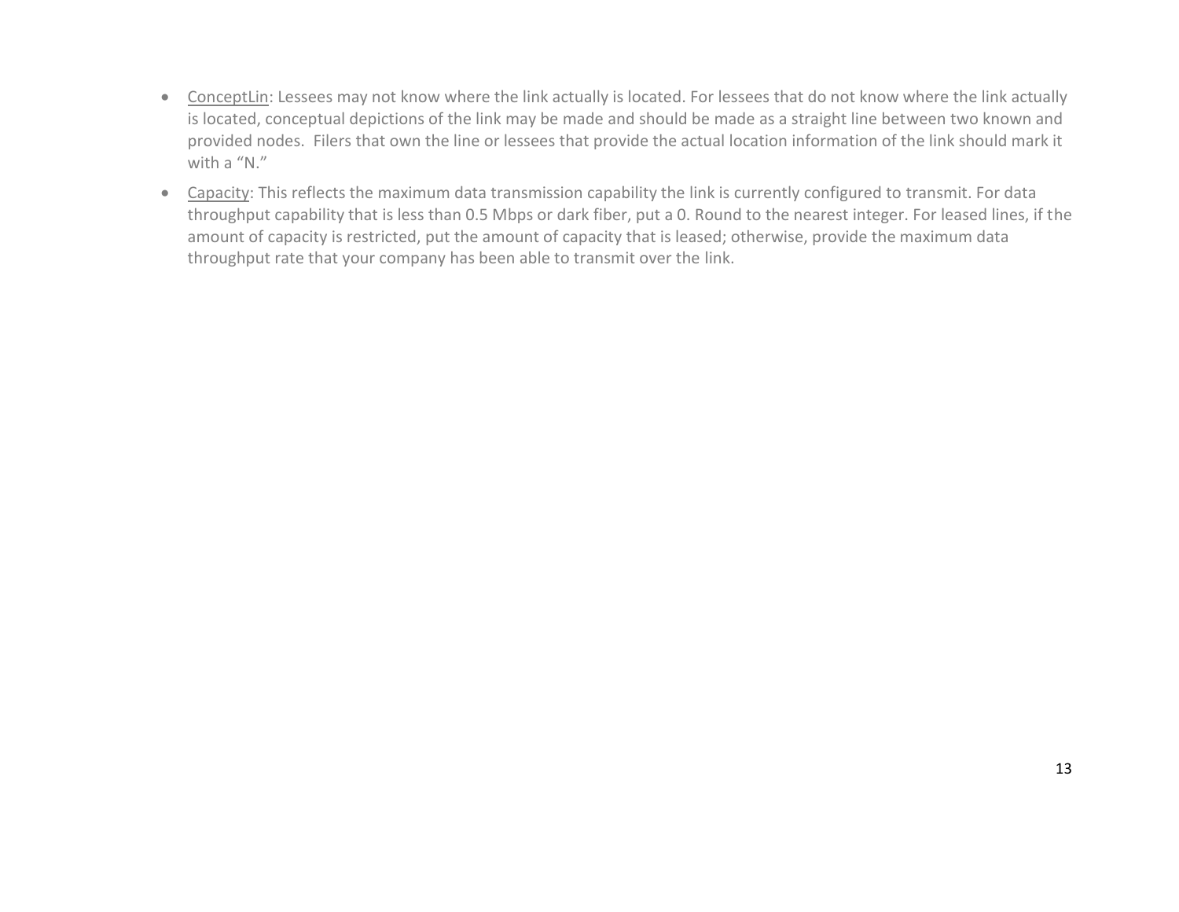- <u>ConceptLin</u>: Lessees may not know where the link actually is located. For lessees that do not know where the link actually is located, conceptual depictions of the link may be made and should be made as a straight line between two known and provided nodes.  Filers that own the line or lessees that provide the actual location information of the link should mark it with a "N."
- <u>Capacity</u>: This reflects the maximum data transmission capability the link is currently configured to transmit. For data throughput capability that is less than 0.5 Mbps or dark fiber, put a 0. Round to the nearest integer. For leased lines, if the amount of capacity is restricted, put the amount of capacity that is leased; otherwise, provide the maximum data throughput rate that your company has been able to transmit over the link.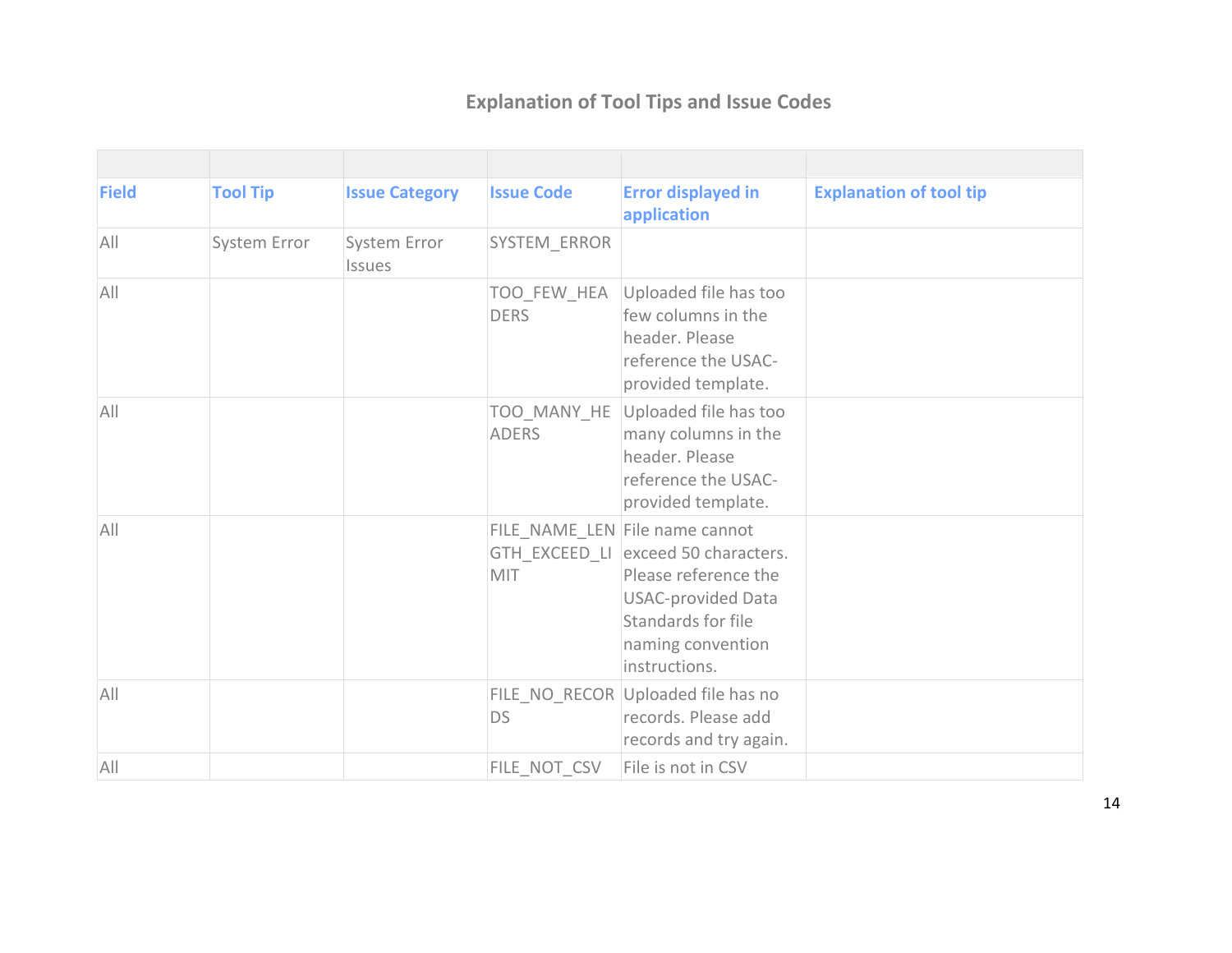## Explanation of Tool Tips and Issue Codes

| Field | Tool Tip | Issue Category | Issue Code | Error displayed in application | Explanation of tool tip |
|---|---|---|---|---|---|
| All | System Error | System Error Issues | SYSTEM_ERROR | | |
| All | | | TOO_FEW_HEADERS | Uploaded file has too few columns in the header. Please reference the USAC-provided template. | |
| All | | | TOO_MANY_HEADERS | Uploaded file has too many columns in the header. Please reference the USAC-provided template. | |
| All | | | FILE_NAME_LENGTH_EXCEED_LIMIT | File name cannot exceed 50 characters. Please reference the USAC-provided Data Standards for file naming convention instructions. | |
| All | | | FILE_NO_RECORDS | Uploaded file has no records. Please add records and try again. | |
| All | | | FILE_NOT_CSV | File is not in CSV | |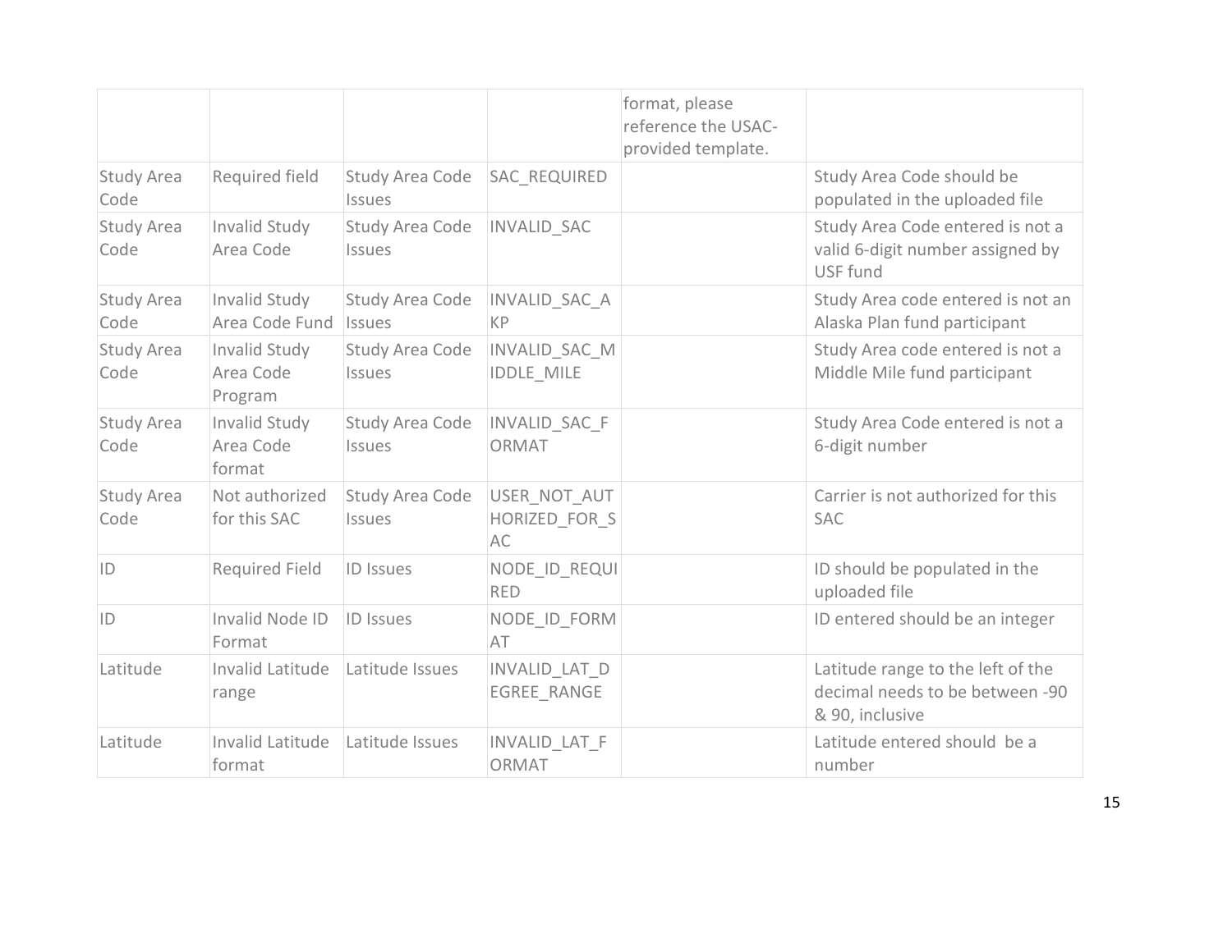| | | | | format, please reference the USAC-provided template. | |
|---|---|---|---|---|---|
| Study Area Code | Required field | Study Area Code Issues | SAC_REQUIRED | | Study Area Code should be populated in the uploaded file |
| Study Area Code | Invalid Study Area Code | Study Area Code Issues | INVALID_SAC | | Study Area Code entered is not a valid 6-digit number assigned by USF fund |
| Study Area Code | Invalid Study Area Code Fund | Study Area Code Issues | INVALID_SAC_AKP | | Study Area code entered is not an Alaska Plan fund participant |
| Study Area Code | Invalid Study Area Code Program | Study Area Code Issues | INVALID_SAC_MIDDLE_MILE | | Study Area code entered is not a Middle Mile fund participant |
| Study Area Code | Invalid Study Area Code format | Study Area Code Issues | INVALID_SAC_FORMAT | | Study Area Code entered is not a 6-digit number |
| Study Area Code | Not authorized for this SAC | Study Area Code Issues | USER_NOT_AUTHORIZED_FOR_SAC | | Carrier is not authorized for this SAC |
| ID | Required Field | ID Issues | NODE_ID_REQUIRED | | ID should be populated in the uploaded file |
| ID | Invalid Node ID Format | ID Issues | NODE_ID_FORMAT | | ID entered should be an integer |
| Latitude | Invalid Latitude range | Latitude Issues | INVALID_LAT_DEGREE_RANGE | | Latitude range to the left of the decimal needs to be between -90 & 90, inclusive |
| Latitude | Invalid Latitude format | Latitude Issues | INVALID_LAT_FORMAT | | Latitude entered should be a number |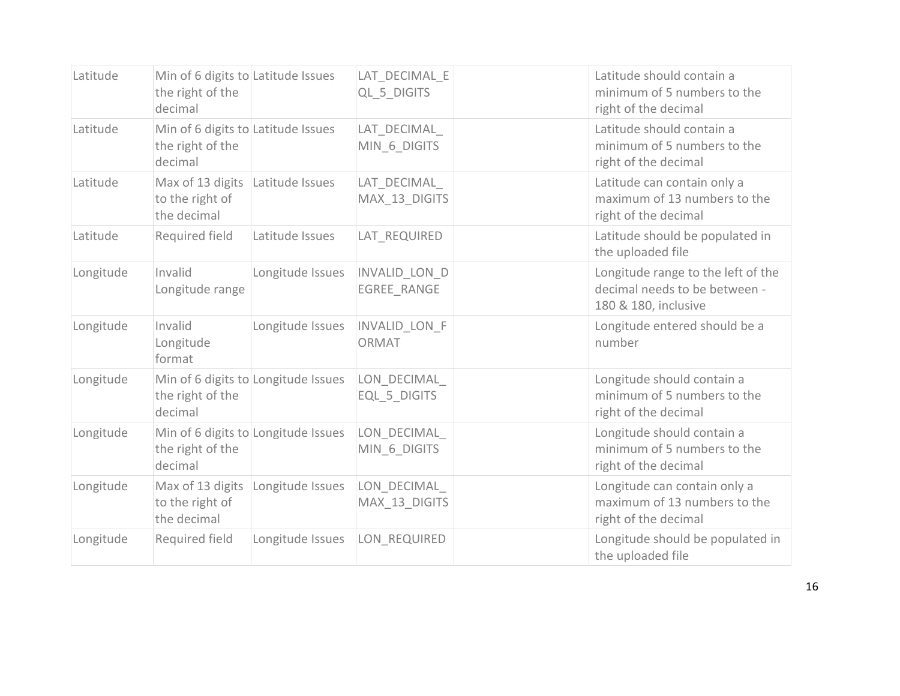| Latitude | Min of 6 digits to the right of the decimal | Latitude Issues | LAT_DECIMAL_EQL_5_DIGITS | | Latitude should contain a minimum of 5 numbers to the right of the decimal |
|---|---|---|---|---|---|
| Latitude | Min of 6 digits to the right of the decimal | Latitude Issues | LAT_DECIMAL_MIN_6_DIGITS | | Latitude should contain a minimum of 5 numbers to the right of the decimal |
| Latitude | Max of 13 digits to the right of the decimal | Latitude Issues | LAT_DECIMAL_MAX_13_DIGITS | | Latitude can contain only a maximum of 13 numbers to the right of the decimal |
| Latitude | Required field | Latitude Issues | LAT_REQUIRED | | Latitude should be populated in the uploaded file |
| Longitude | Invalid Longitude range | Longitude Issues | INVALID_LON_DEGREE_RANGE | | Longitude range to the left of the decimal needs to be between -180 & 180, inclusive |
| Longitude | Invalid Longitude format | Longitude Issues | INVALID_LON_FORMAT | | Longitude entered should be a number |
| Longitude | Min of 6 digits to the right of the decimal | Longitude Issues | LON_DECIMAL_EQL_5_DIGITS | | Longitude should contain a minimum of 5 numbers to the right of the decimal |
| Longitude | Min of 6 digits to the right of the decimal | Longitude Issues | LON_DECIMAL_MIN_6_DIGITS | | Longitude should contain a minimum of 5 numbers to the right of the decimal |
| Longitude | Max of 13 digits to the right of the decimal | Longitude Issues | LON_DECIMAL_MAX_13_DIGITS | | Longitude can contain only a maximum of 13 numbers to the right of the decimal |
| Longitude | Required field | Longitude Issues | LON_REQUIRED | | Longitude should be populated in the uploaded file |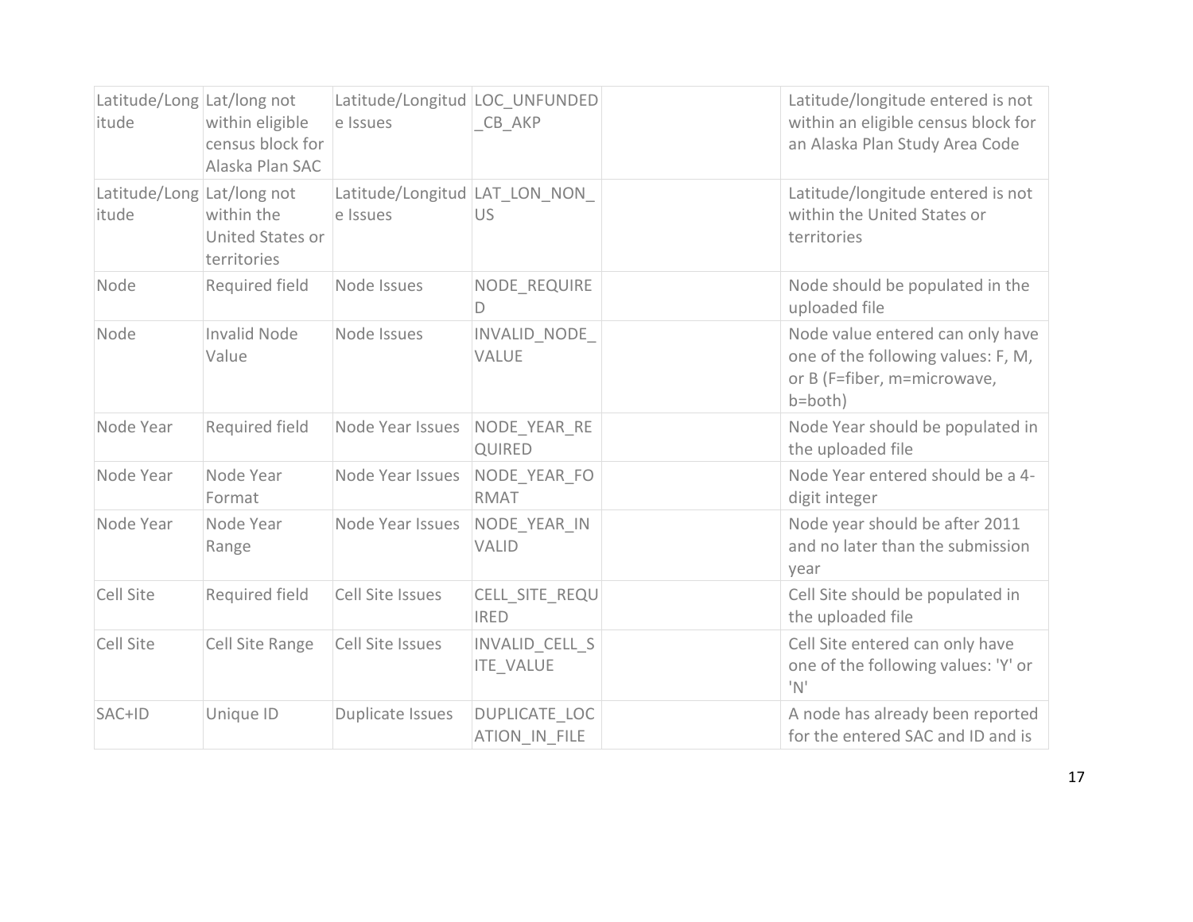| Latitude/Longitude | Lat/long not within eligible census block for Alaska Plan SAC | Latitude/Longitude Issues | LOC_UNFUNDED_CB_AKP | | Latitude/longitude entered is not within an eligible census block for an Alaska Plan Study Area Code |
|---|---|---|---|---|---|
| Latitude/Longitude | Lat/long not within the United States or territories | Latitude/Longitude Issues | LAT_LON_NON_US | | Latitude/longitude entered is not within the United States or territories |
| Node | Required field | Node Issues | NODE_REQUIRED | | Node should be populated in the uploaded file |
| Node | Invalid Node Value | Node Issues | INVALID_NODE_VALUE | | Node value entered can only have one of the following values: F, M, or B (F=fiber, m=microwave, b=both) |
| Node Year | Required field | Node Year Issues | NODE_YEAR_REQUIRED | | Node Year should be populated in the uploaded file |
| Node Year | Node Year Format | Node Year Issues | NODE_YEAR_FORMAT | | Node Year entered should be a 4-digit integer |
| Node Year | Node Year Range | Node Year Issues | NODE_YEAR_INVALID | | Node year should be after 2011 and no later than the submission year |
| Cell Site | Required field | Cell Site Issues | CELL_SITE_REQUIRED | | Cell Site should be populated in the uploaded file |
| Cell Site | Cell Site Range | Cell Site Issues | INVALID_CELL_SITE_VALUE | | Cell Site entered can only have one of the following values: 'Y' or 'N' |
| SAC+ID | Unique ID | Duplicate Issues | DUPLICATE_LOCATION_IN_FILE | | A node has already been reported for the entered SAC and ID and is |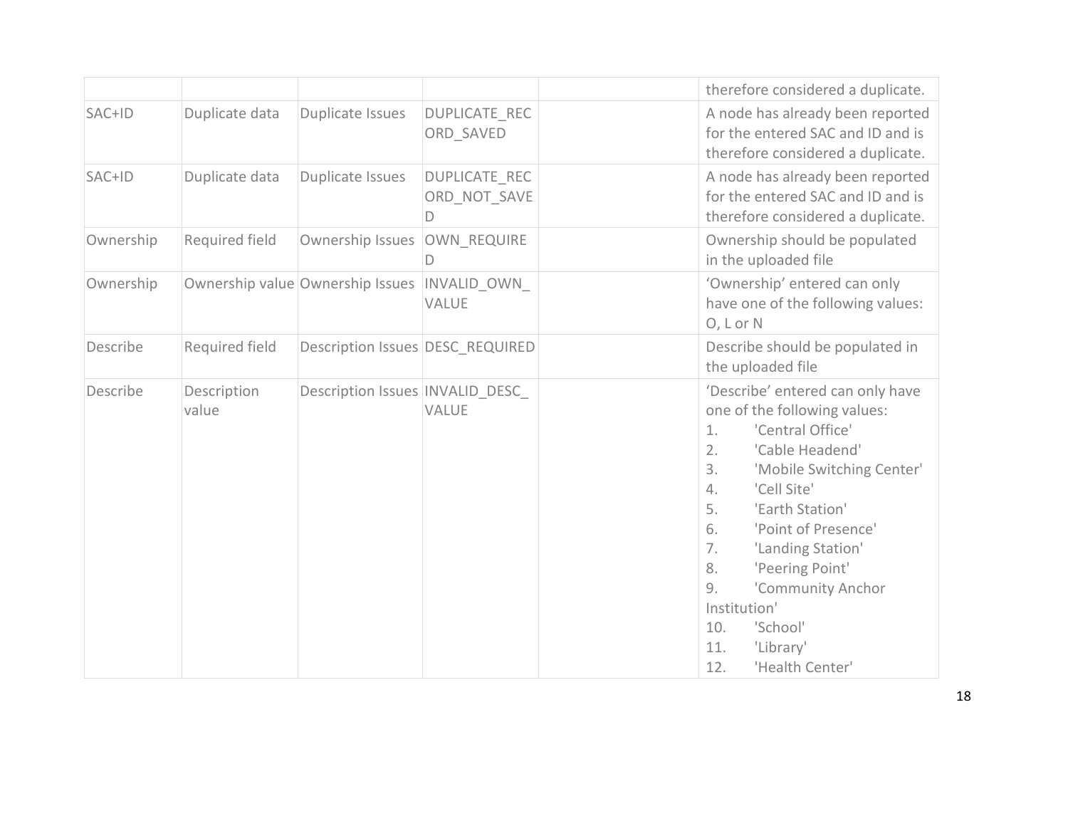| | | | | | |
|---|---|---|---|---|---|
| | | | | | therefore considered a duplicate. |
| SAC+ID | Duplicate data | Duplicate Issues | DUPLICATE_RECORD_SAVED | | A node has already been reported for the entered SAC and ID and is therefore considered a duplicate. |
| SAC+ID | Duplicate data | Duplicate Issues | DUPLICATE_RECORD_NOT_SAVED | | A node has already been reported for the entered SAC and ID and is therefore considered a duplicate. |
| Ownership | Required field | Ownership Issues | OWN_REQUIRED | | Ownership should be populated in the uploaded file |
| Ownership | Ownership value | Ownership Issues | INVALID_OWN_VALUE | | 'Ownership' entered can only have one of the following values: O, L or N |
| Describe | Required field | Description Issues | DESC_REQUIRED | | Describe should be populated in the uploaded file |
| Describe | Description value | Description Issues | INVALID_DESC_VALUE | | 'Describe' entered can only have one of the following values:<br>1. 'Central Office'<br>2. 'Cable Headend'<br>3. 'Mobile Switching Center'<br>4. 'Cell Site'<br>5. 'Earth Station'<br>6. 'Point of Presence'<br>7. 'Landing Station'<br>8. 'Peering Point'<br>9. 'Community Anchor Institution'<br>10. 'School'<br>11. 'Library'<br>12. 'Health Center' |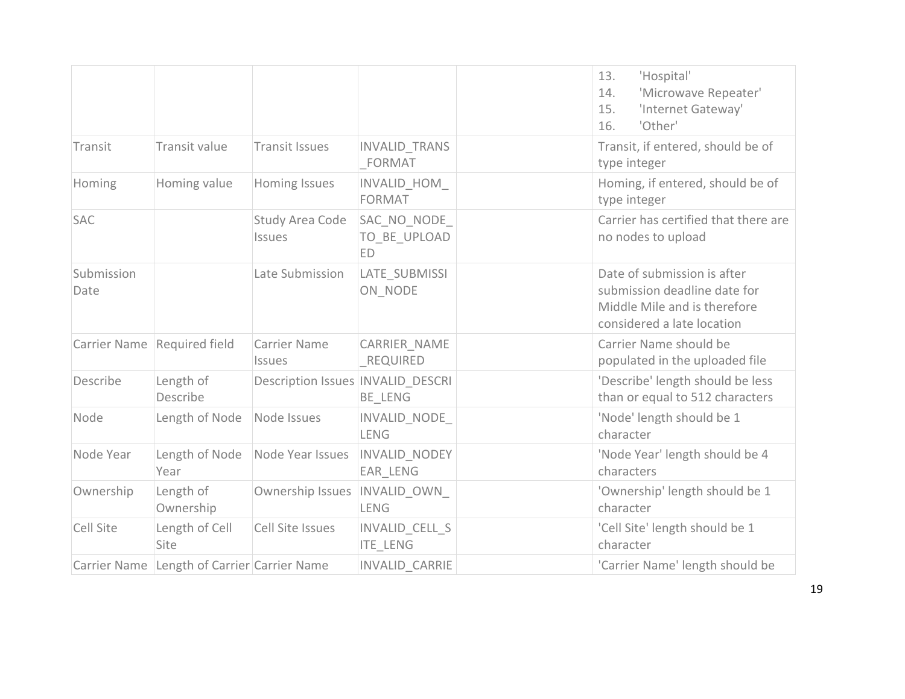| | | | | | |
|---|---|---|---|---|---|
| | | | | | 13. 'Hospital'<br>14. 'Microwave Repeater'<br>15. 'Internet Gateway'<br>16. 'Other' |
| Transit | Transit value | Transit Issues | INVALID_TRANS_FORMAT | | Transit, if entered, should be of type integer |
| Homing | Homing value | Homing Issues | INVALID_HOM_FORMAT | | Homing, if entered, should be of type integer |
| SAC | | Study Area Code Issues | SAC_NO_NODE_TO_BE_UPLOADED | | Carrier has certified that there are no nodes to upload |
| Submission Date | | Late Submission | LATE_SUBMISSION_NODE | | Date of submission is after submission deadline date for Middle Mile and is therefore considered a late location |
| Carrier Name | Required field | Carrier Name Issues | CARRIER_NAME_REQUIRED | | Carrier Name should be populated in the uploaded file |
| Describe | Length of Describe | Description Issues | INVALID_DESCRIBE_LENG | | 'Describe' length should be less than or equal to 512 characters |
| Node | Length of Node | Node Issues | INVALID_NODE_LENG | | 'Node' length should be 1 character |
| Node Year | Length of Node Year | Node Year Issues | INVALID_NODEYEAR_LENG | | 'Node Year' length should be 4 characters |
| Ownership | Length of Ownership | Ownership Issues | INVALID_OWN_LENG | | 'Ownership' length should be 1 character |
| Cell Site | Length of Cell Site | Cell Site Issues | INVALID_CELL_SITE_LENG | | 'Cell Site' length should be 1 character |
| Carrier Name | Length of Carrier | Carrier Name | INVALID_CARRIE | | 'Carrier Name' length should be |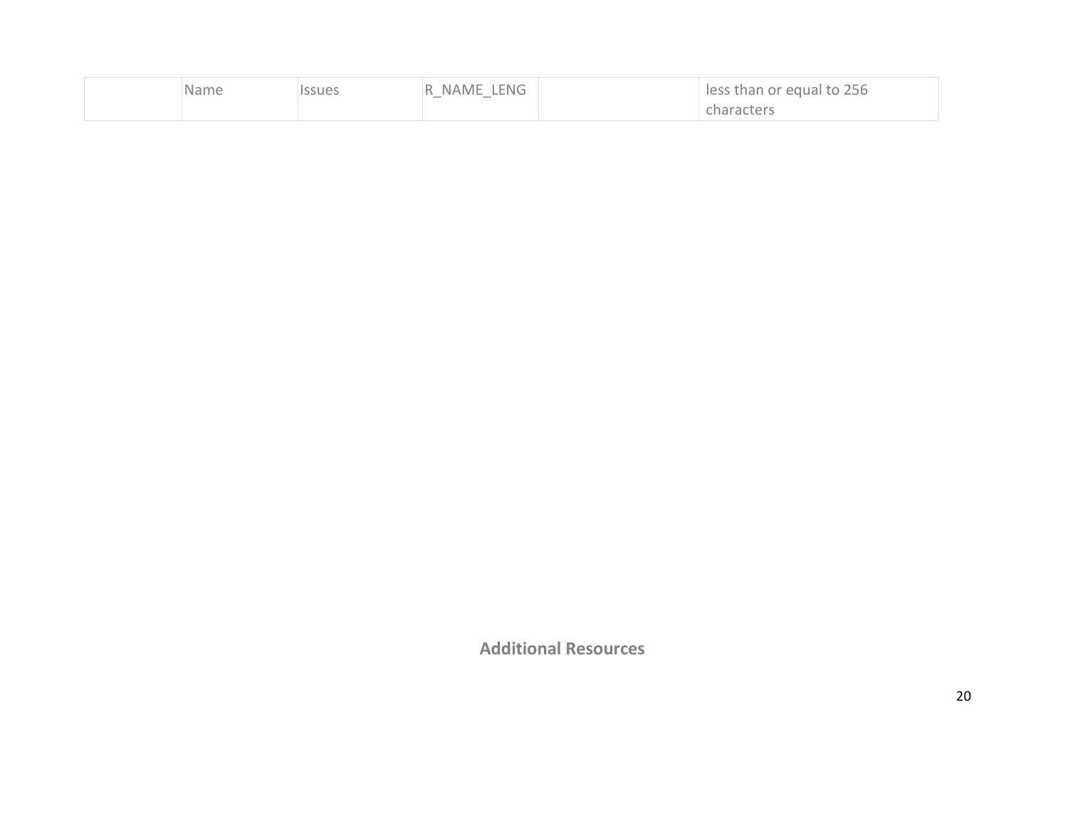|  | Name | Issues | R_NAME_LENG |  | less than or equal to 256 characters |
|---|---|---|---|---|---|

## Additional Resources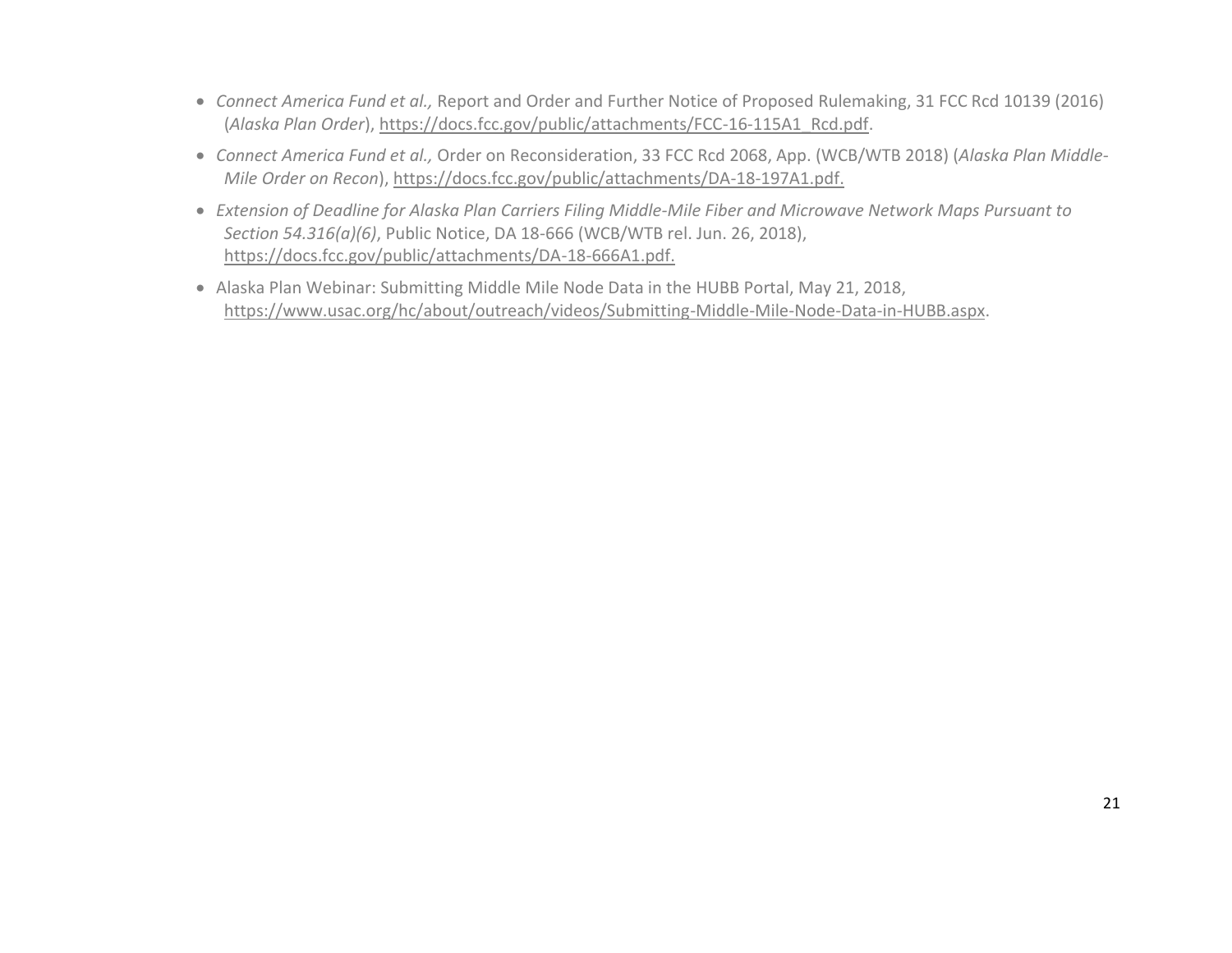- *Connect America Fund et al.,* Report and Order and Further Notice of Proposed Rulemaking, 31 FCC Rcd 10139 (2016) (*Alaska Plan Order*), https://docs.fcc.gov/public/attachments/FCC-16-115A1_Rcd.pdf.
- *Connect America Fund et al.,* Order on Reconsideration, 33 FCC Rcd 2068, App. (WCB/WTB 2018) (*Alaska Plan Middle-Mile Order on Recon*), https://docs.fcc.gov/public/attachments/DA-18-197A1.pdf.
- *Extension of Deadline for Alaska Plan Carriers Filing Middle-Mile Fiber and Microwave Network Maps Pursuant to Section 54.316(a)(6)*, Public Notice, DA 18-666 (WCB/WTB rel. Jun. 26, 2018), https://docs.fcc.gov/public/attachments/DA-18-666A1.pdf.
- Alaska Plan Webinar: Submitting Middle Mile Node Data in the HUBB Portal, May 21, 2018, https://www.usac.org/hc/about/outreach/videos/Submitting-Middle-Mile-Node-Data-in-HUBB.aspx.